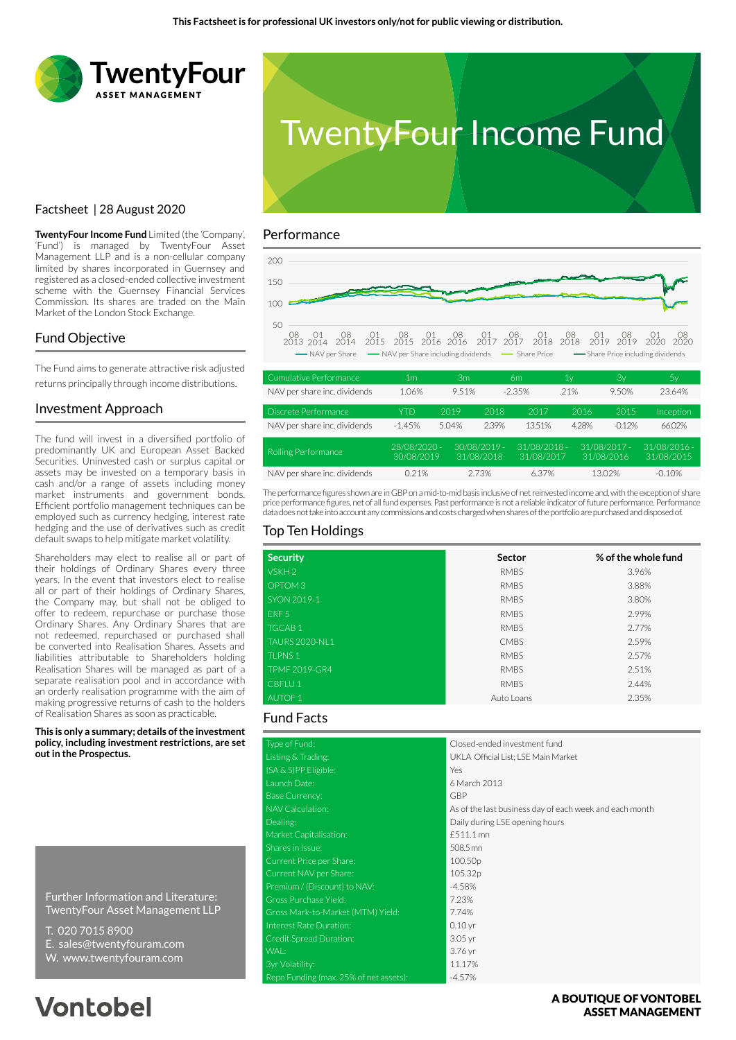This Factsheet is for professional UK investors only/not for public viewing or distribution.

TwentyFour ASSET MANAGEMENT

# TwentyFour Income Fund

Factsheet | 28 August 2020

**TwentyFour Income Fund** Limited (the 'Company', 'Fund') is managed by TwentyFour Asset Management LLP and is a non-cellular company limited by shares incorporated in Guernsey and registered as a closed-ended collective investment scheme with the Guernsey Financial Services Commission. Its shares are traded on the Main Market of the London Stock Exchange.

## Fund Objective

The Fund aims to generate attractive risk adjusted returns principally through income distributions.

## Investment Approach

The fund will invest in a diversified portfolio of predominantly UK and European Asset Backed Securities. Uninvested cash or surplus capital or assets may be invested on a temporary basis in cash and/or a range of assets including money market instruments and government bonds. Efficient portfolio management techniques can be employed such as currency hedging, interest rate hedging and the use of derivatives such as credit default swaps to help mitigate market volatility.

Shareholders may elect to realise all or part of their holdings of Ordinary Shares every three years. In the event that investors elect to realise all or part of their holdings of Ordinary Shares, the Company may, but shall not be obliged to offer to redeem, repurchase or purchase those Ordinary Shares. Any Ordinary Shares that are not redeemed, repurchased or purchased shall be converted into Realisation Shares. Assets and liabilities attributable to Shareholders holding Realisation Shares will be managed as part of a separate realisation pool and in accordance with an orderly realisation programme with the aim of making progressive returns of cash to the holders of Realisation Shares as soon as practicable.

**This is only a summary; details of the investment policy, including investment restrictions, are set out in the Prospectus.**

Further Information and Literature:
TwentyFour Asset Management LLP

T. 020 7015 8900
E. sales@twentyfouram.com
W. www.twentyfouram.com

## Performance

Chart legend: NAV per Share; NAV per Share including dividends; Share Price; Share Price including dividends (y-axis 50–200; x-axis 08 2013 to 08 2020)

| Cumulative Performance | 1m | 3m | 6m | 1y | 3y | 5y |
|---|---|---|---|---|---|---|
| NAV per share inc. dividends | 1.06% | 9.51% | -2.35% | .21% | 9.50% | 23.64% |

| Discrete Performance | YTD | 2019 | 2018 | 2017 | 2016 | 2015 | Inception |
|---|---|---|---|---|---|---|---|
| NAV per share inc. dividends | -1.45% | 5.04% | 2.39% | 13.51% | 4.28% | -0.12% | 66.02% |

| Rolling Performance | 28/08/2020 - 30/08/2019 | 30/08/2019 - 31/08/2018 | 31/08/2018 - 31/08/2017 | 31/08/2017 - 31/08/2016 | 31/08/2016 - 31/08/2015 |
|---|---|---|---|---|---|
| NAV per share inc. dividends | 0.21% | 2.73% | 6.37% | 13.02% | -0.10% |

The performance figures shown are in GBP on a mid-to-mid basis inclusive of net reinvested income and, with the exception of share price performance figures, net of all fund expenses. Past performance is not a reliable indicator of future performance. Performance data does not take into account any commissions and costs charged when shares of the portfolio are purchased and disposed of.

## Top Ten Holdings

| Security | Sector | % of the whole fund |
|---|---|---|
| VSKH 2 | RMBS | 3.96% |
| OPTOM 3 | RMBS | 3.88% |
| SYON 2019-1 | RMBS | 3.80% |
| ERF 5 | RMBS | 2.99% |
| TGCAB 1 | RMBS | 2.77% |
| TAURS 2020-NL1 | CMBS | 2.59% |
| TLPNS 1 | RMBS | 2.57% |
| TPMF 2019-GR4 | RMBS | 2.51% |
| CBFLU 1 | RMBS | 2.44% |
| AUTOF 1 | Auto Loans | 2.35% |

## Fund Facts

| | |
|---|---|
| Type of Fund: | Closed-ended investment fund |
| Listing & Trading: | UKLA Official List; LSE Main Market |
| ISA & SIPP Eligible: | Yes |
| Launch Date: | 6 March 2013 |
| Base Currency: | GBP |
| NAV Calculation: | As of the last business day of each week and each month |
| Dealing: | Daily during LSE opening hours |
| Market Capitalisation: | £511.1 mn |
| Shares in Issue: | 508.5 mn |
| Current Price per Share: | 100.50p |
| Current NAV per Share: | 105.32p |
| Premium / (Discount) to NAV: | -4.58% |
| Gross Purchase Yield: | 7.23% |
| Gross Mark-to-Market (MTM) Yield: | 7.74% |
| Interest Rate Duration: | 0.10 yr |
| Credit Spread Duration: | 3.05 yr |
| WAL: | 3.76 yr |
| 3yr Volatility: | 11.17% |
| Repo Funding (max. 25% of net assets): | -4.57% |

Vontobel

**A BOUTIQUE OF VONTOBEL ASSET MANAGEMENT**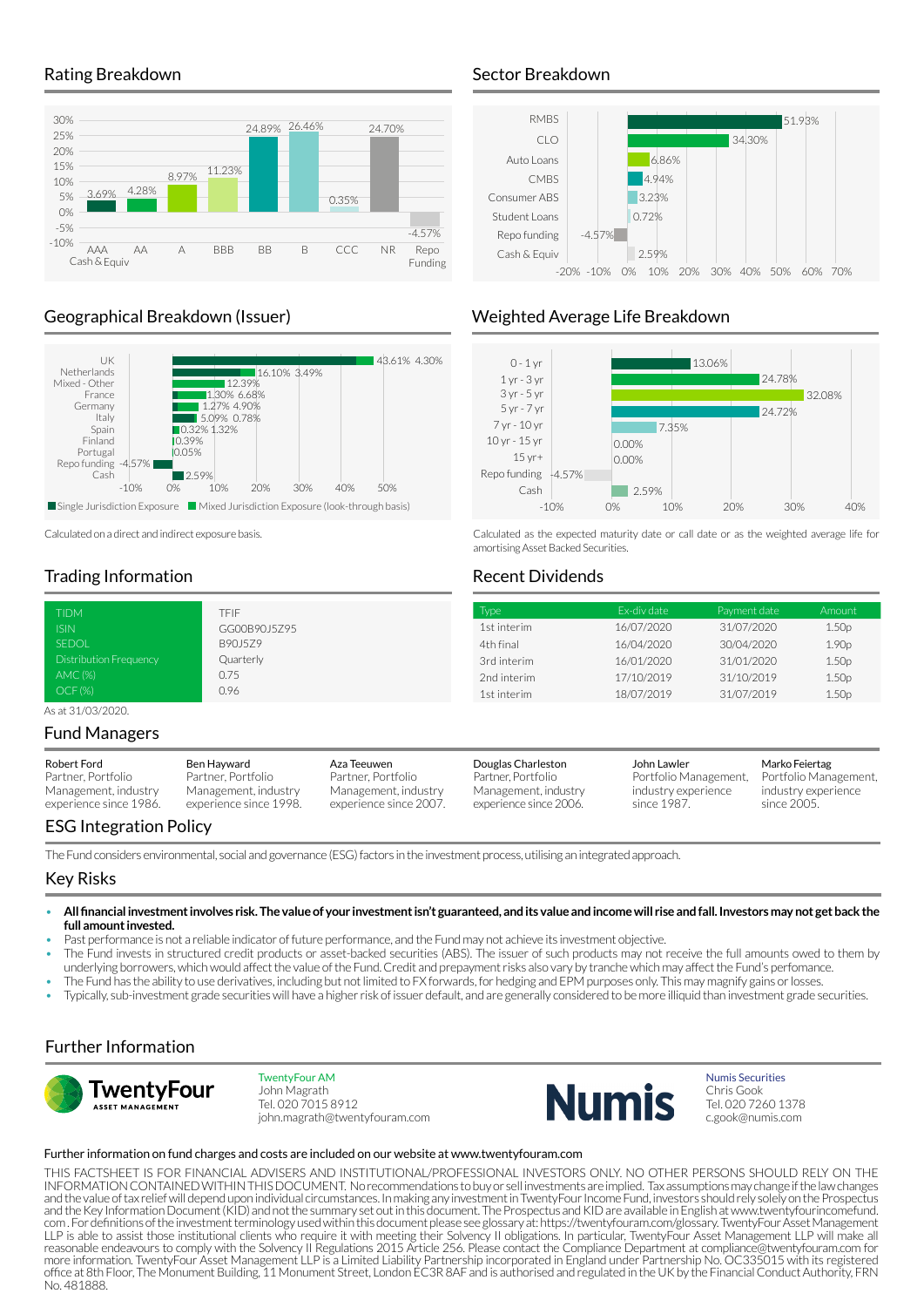## Rating Breakdown

30%
25%
20%
15%
10%
5%
0%
-5%
-10%

3.69% 4.28% 8.97% 11.23% 24.89% 26.46% 0.35% 24.70% -4.57%

AAA Cash & Equiv, AA, A, BBB, BB, B, CCC, NR, Repo Funding

## Sector Breakdown

RMBS 51.93%
CLO 34.30%
Auto Loans 6.86%
CMBS 4.94%
Consumer ABS 3.23%
Student Loans 0.72%
Repo funding -4.57%
Cash & Equiv 2.59%

-20% -10% 0% 10% 20% 30% 40% 50% 60% 70%

## Geographical Breakdown (Issuer)

UK 43.61% 4.30%
Netherlands 16.10% 3.49%
Mixed - Other 12.39%
France 1.30% 6.68%
Germany 1.27% 4.90%
Italy 5.09% 0.78%
Spain 0.32% 1.32%
Finland 0.39%
Portugal 0.05%
Repo funding -4.57%
Cash 2.59%

-10% 0% 10% 20% 30% 40% 50%

Single Jurisdiction Exposure / Mixed Jurisdiction Exposure (look-through basis)

Calculated on a direct and indirect exposure basis.

## Weighted Average Life Breakdown

0 - 1 yr 13.06%
1 yr - 3 yr 24.78%
3 yr - 5 yr 32.08%
5 yr - 7 yr 24.72%
7 yr - 10 yr 7.35%
10 yr - 15 yr 0.00%
15 yr+ 0.00%
Repo funding -4.57%
Cash 2.59%

-10% 0% 10% 20% 30% 40%

Calculated as the expected maturity date or call date or as the weighted average life for amortising Asset Backed Securities.

## Trading Information

| | |
|---|---|
| TIDM | TFIF |
| ISIN | GG00B90J5Z95 |
| SEDOL | B90J5Z9 |
| Distribution Frequency | Quarterly |
| AMC (%) | 0.75 |
| OCF (%) | 0.96 |

As at 31/03/2020.

## Recent Dividends

| Type | Ex-div date | Payment date | Amount |
|---|---|---|---|
| 1st interim | 16/07/2020 | 31/07/2020 | 1.50p |
| 4th final | 16/04/2020 | 30/04/2020 | 1.90p |
| 3rd interim | 16/01/2020 | 31/01/2020 | 1.50p |
| 2nd interim | 17/10/2019 | 31/10/2019 | 1.50p |
| 1st interim | 18/07/2019 | 31/07/2019 | 1.50p |

## Fund Managers

**Robert Ford**
Partner, Portfolio Management, industry experience since 1986.

**Ben Hayward**
Partner, Portfolio Management, industry experience since 1998.

**Aza Teeuwen**
Partner, Portfolio Management, industry experience since 2007.

**Douglas Charleston**
Partner, Portfolio Management, industry experience since 2006.

**John Lawler**
Portfolio Management, industry experience since 1987.

**Marko Feiertag**
Portfolio Management, industry experience since 2005.

## ESG Integration Policy

The Fund considers environmental, social and governance (ESG) factors in the investment process, utilising an integrated approach.

## Key Risks

- **All financial investment involves risk. The value of your investment isn't guaranteed, and its value and income will rise and fall. Investors may not get back the full amount invested.**
- Past performance is not a reliable indicator of future performance, and the Fund may not achieve its investment objective.
- The Fund invests in structured credit products or asset-backed securities (ABS). The issuer of such products may not receive the full amounts owed to them by underlying borrowers, which would affect the value of the Fund. Credit and prepayment risks also vary by tranche which may affect the Fund's perfomance.
- The Fund has the ability to use derivatives, including but not limited to FX forwards, for hedging and EPM purposes only. This may magnify gains or losses.
- Typically, sub-investment grade securities will have a higher risk of issuer default, and are generally considered to be more illiquid than investment grade securities.

## Further Information

TwentyFour ASSET MANAGEMENT

TwentyFour AM
John Magrath
Tel. 020 7015 8912
john.magrath@twentyfouram.com

Numis

Numis Securities
Chris Gook
Tel. 020 7260 1378
c.gook@numis.com

Further information on fund charges and costs are included on our website at www.twentyfouram.com

THIS FACTSHEET IS FOR FINANCIAL ADVISERS AND INSTITUTIONAL/PROFESSIONAL INVESTORS ONLY. NO OTHER PERSONS SHOULD RELY ON THE INFORMATION CONTAINED WITHIN THIS DOCUMENT. No recommendations to buy or sell investments are implied. Tax assumptions may change if the law changes and the value of tax relief will depend upon individual circumstances. In making any investment in TwentyFour Income Fund, investors should rely solely on the Prospectus and the Key Information Document (KID) and not the summary set out in this document. The Prospectus and KID are available in English at www.twentyfourincomefund.com . For definitions of the investment terminology used within this document please see glossary at: https://twentyfouram.com/glossary. TwentyFour Asset Management LLP is able to assist those institutional clients who require it with meeting their Solvency II obligations. In particular, TwentyFour Asset Management LLP will make all reasonable endeavours to comply with the Solvency II Regulations 2015 Article 256. Please contact the Compliance Department at compliance@twentyfouram.com for more information. TwentyFour Asset Management LLP is a Limited Liability Partnership incorporated in England under Partnership No. OC335015 with its registered office at 8th Floor, The Monument Building, 11 Monument Street, London EC3R 8AF and is authorised and regulated in the UK by the Financial Conduct Authority, FRN No. 481888.